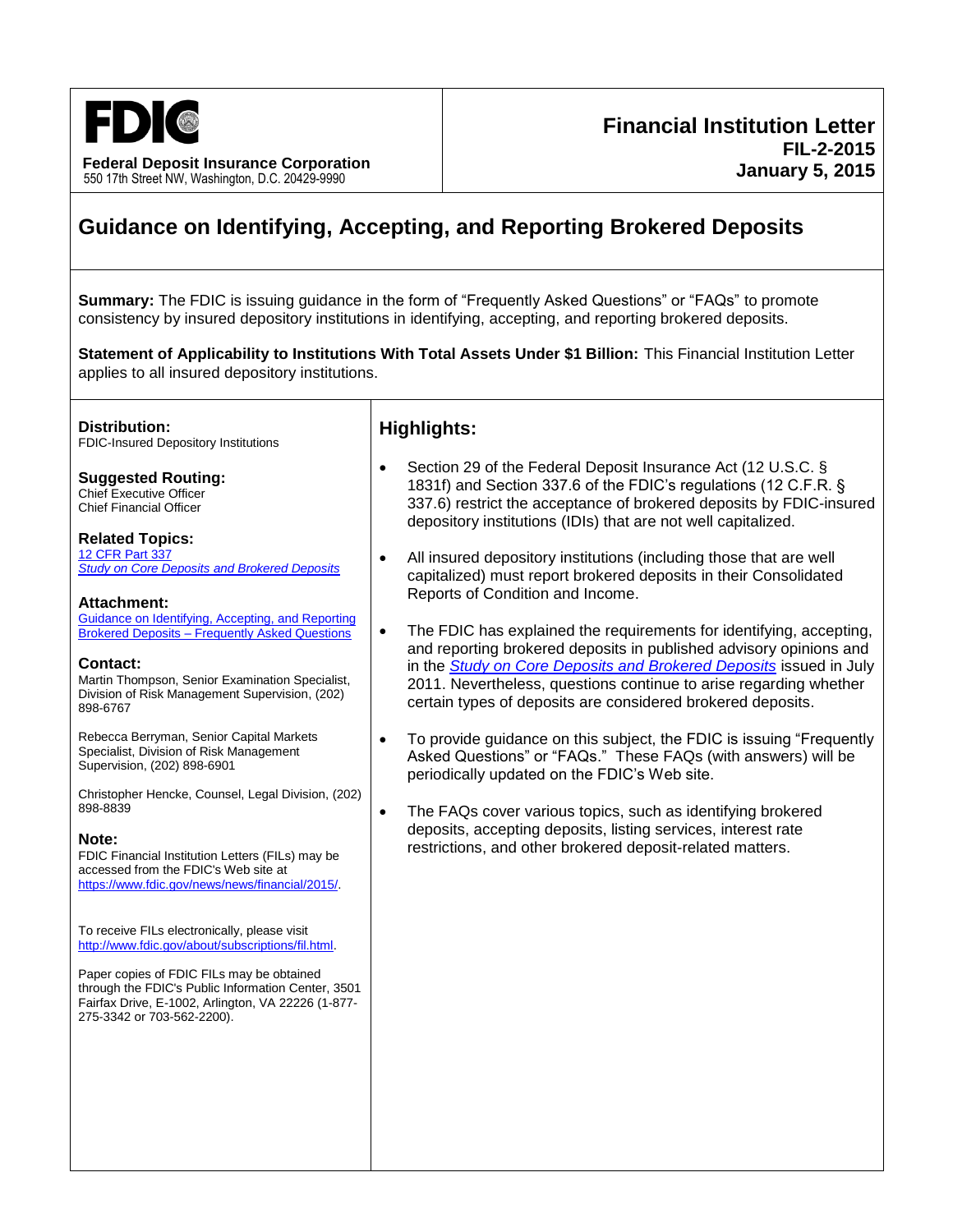**FDIC**

**Federal Deposit Insurance Corporation**
550 17th Street NW, Washington, D.C. 20429-9990

**Financial Institution Letter**
**FIL-2-2015**
**January 5, 2015**

# Guidance on Identifying, Accepting, and Reporting Brokered Deposits

**Summary:** The FDIC is issuing guidance in the form of "Frequently Asked Questions" or "FAQs" to promote consistency by insured depository institutions in identifying, accepting, and reporting brokered deposits.

**Statement of Applicability to Institutions With Total Assets Under $1 Billion:** This Financial Institution Letter applies to all insured depository institutions.

**Distribution:**
FDIC-Insured Depository Institutions

**Suggested Routing:**
Chief Executive Officer
Chief Financial Officer

**Related Topics:**
12 CFR Part 337
*Study on Core Deposits and Brokered Deposits*

**Attachment:**
Guidance on Identifying, Accepting, and Reporting Brokered Deposits – Frequently Asked Questions

**Contact:**
Martin Thompson, Senior Examination Specialist, Division of Risk Management Supervision, (202) 898-6767

Rebecca Berryman, Senior Capital Markets Specialist, Division of Risk Management Supervision, (202) 898-6901

Christopher Hencke, Counsel, Legal Division, (202) 898-8839

**Note:**
FDIC Financial Institution Letters (FILs) may be accessed from the FDIC's Web site at https://www.fdic.gov/news/news/financial/2015/.

To receive FILs electronically, please visit http://www.fdic.gov/about/subscriptions/fil.html.

Paper copies of FDIC FILs may be obtained through the FDIC's Public Information Center, 3501 Fairfax Drive, E-1002, Arlington, VA 22226 (1-877-275-3342 or 703-562-2200).

## Highlights:

- Section 29 of the Federal Deposit Insurance Act (12 U.S.C. § 1831f) and Section 337.6 of the FDIC's regulations (12 C.F.R. § 337.6) restrict the acceptance of brokered deposits by FDIC-insured depository institutions (IDIs) that are not well capitalized.
- All insured depository institutions (including those that are well capitalized) must report brokered deposits in their Consolidated Reports of Condition and Income.
- The FDIC has explained the requirements for identifying, accepting, and reporting brokered deposits in published advisory opinions and in the *Study on Core Deposits and Brokered Deposits* issued in July 2011. Nevertheless, questions continue to arise regarding whether certain types of deposits are considered brokered deposits.
- To provide guidance on this subject, the FDIC is issuing "Frequently Asked Questions" or "FAQs." These FAQs (with answers) will be periodically updated on the FDIC's Web site.
- The FAQs cover various topics, such as identifying brokered deposits, accepting deposits, listing services, interest rate restrictions, and other brokered deposit-related matters.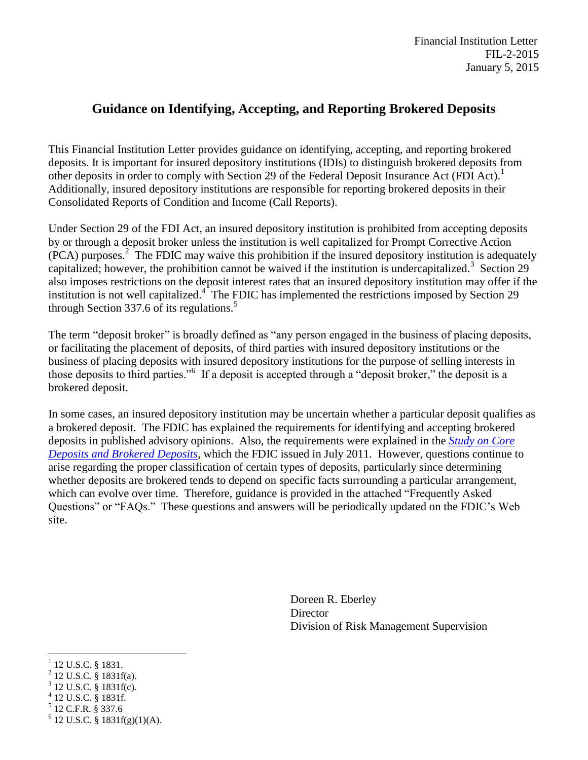Financial Institution Letter
FIL-2-2015
January 5, 2015

# Guidance on Identifying, Accepting, and Reporting Brokered Deposits

This Financial Institution Letter provides guidance on identifying, accepting, and reporting brokered deposits. It is important for insured depository institutions (IDIs) to distinguish brokered deposits from other deposits in order to comply with Section 29 of the Federal Deposit Insurance Act (FDI Act).[1] Additionally, insured depository institutions are responsible for reporting brokered deposits in their Consolidated Reports of Condition and Income (Call Reports).

Under Section 29 of the FDI Act, an insured depository institution is prohibited from accepting deposits by or through a deposit broker unless the institution is well capitalized for Prompt Corrective Action (PCA) purposes.[2] The FDIC may waive this prohibition if the insured depository institution is adequately capitalized; however, the prohibition cannot be waived if the institution is undercapitalized.[3] Section 29 also imposes restrictions on the deposit interest rates that an insured depository institution may offer if the institution is not well capitalized.[4] The FDIC has implemented the restrictions imposed by Section 29 through Section 337.6 of its regulations.[5]

The term "deposit broker" is broadly defined as "any person engaged in the business of placing deposits, or facilitating the placement of deposits, of third parties with insured depository institutions or the business of placing deposits with insured depository institutions for the purpose of selling interests in those deposits to third parties."[6] If a deposit is accepted through a "deposit broker," the deposit is a brokered deposit.

In some cases, an insured depository institution may be uncertain whether a particular deposit qualifies as a brokered deposit. The FDIC has explained the requirements for identifying and accepting brokered deposits in published advisory opinions. Also, the requirements were explained in the *Study on Core Deposits and Brokered Deposits*, which the FDIC issued in July 2011. However, questions continue to arise regarding the proper classification of certain types of deposits, particularly since determining whether deposits are brokered tends to depend on specific facts surrounding a particular arrangement, which can evolve over time. Therefore, guidance is provided in the attached "Frequently Asked Questions" or "FAQs." These questions and answers will be periodically updated on the FDIC's Web site.

Doreen R. Eberley
Director
Division of Risk Management Supervision

---

[1] 12 U.S.C. § 1831.
[2] 12 U.S.C. § 1831f(a).
[3] 12 U.S.C. § 1831f(c).
[4] 12 U.S.C. § 1831f.
[5] 12 C.F.R. § 337.6
[6] 12 U.S.C. § 1831f(g)(1)(A).